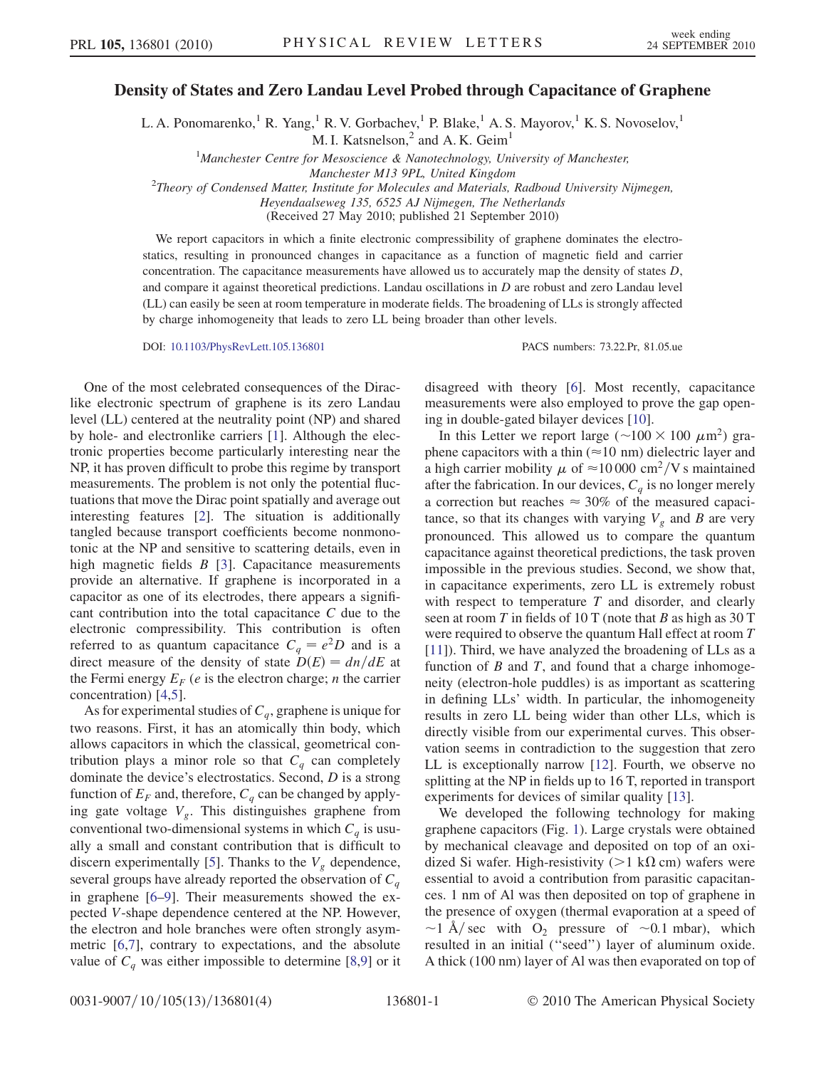# Density of States and Zero Landau Level Probed through Capacitance of Graphene

L. A. Ponomarenko,[1] R. Yang,[1] R. V. Gorbachev,[1] P. Blake,[1] A. S. Mayorov,[1] K. S. Novoselov,[1] M. I. Katsnelson,[2] and A. K. Geim[1]

[1]*Manchester Centre for Mesoscience & Nanotechnology, University of Manchester, Manchester M13 9PL, United Kingdom*

[2]*Theory of Condensed Matter, Institute for Molecules and Materials, Radboud University Nijmegen, Heyendaalseweg 135, 6525 AJ Nijmegen, The Netherlands*

(Received 27 May 2010; published 21 September 2010)

We report capacitors in which a finite electronic compressibility of graphene dominates the electrostatics, resulting in pronounced changes in capacitance as a function of magnetic field and carrier concentration. The capacitance measurements have allowed us to accurately map the density of states $D$, and compare it against theoretical predictions. Landau oscillations in $D$ are robust and zero Landau level (LL) can easily be seen at room temperature in moderate fields. The broadening of LLs is strongly affected by charge inhomogeneity that leads to zero LL being broader than other levels.

DOI: 10.1103/PhysRevLett.105.136801 PACS numbers: 73.22.Pr, 81.05.ue

One of the most celebrated consequences of the Dirac-like electronic spectrum of graphene is its zero Landau level (LL) centered at the neutrality point (NP) and shared by hole- and electronlike carriers [1]. Although the electronic properties become particularly interesting near the NP, it has proven difficult to probe this regime by transport measurements. The problem is not only the potential fluctuations that move the Dirac point spatially and average out interesting features [2]. The situation is additionally tangled because transport coefficients become nonmonotonic at the NP and sensitive to scattering details, even in high magnetic fields $B$ [3]. Capacitance measurements provide an alternative. If graphene is incorporated in a capacitor as one of its electrodes, there appears a significant contribution into the total capacitance $C$ due to the electronic compressibility. This contribution is often referred to as quantum capacitance $C_q = e^2D$ and is a direct measure of the density of state $D(E) = dn/dE$ at the Fermi energy $E_F$ ($e$ is the electron charge; $n$ the carrier concentration) [4,5].

As for experimental studies of $C_q$, graphene is unique for two reasons. First, it has an atomically thin body, which allows capacitors in which the classical, geometrical contribution plays a minor role so that $C_q$ can completely dominate the device's electrostatics. Second, $D$ is a strong function of $E_F$ and, therefore, $C_q$ can be changed by applying gate voltage $V_g$. This distinguishes graphene from conventional two-dimensional systems in which $C_q$ is usually a small and constant contribution that is difficult to discern experimentally [5]. Thanks to the $V_g$ dependence, several groups have already reported the observation of $C_q$ in graphene [6–9]. Their measurements showed the expected $V$-shape dependence centered at the NP. However, the electron and hole branches were often strongly asymmetric [6,7], contrary to expectations, and the absolute value of $C_q$ was either impossible to determine [8,9] or it disagreed with theory [6]. Most recently, capacitance measurements were also employed to prove the gap opening in double-gated bilayer devices [10].

In this Letter we report large ($\sim 100 \times 100$ $\mu$m$^2$) graphene capacitors with a thin ($\approx 10$ nm) dielectric layer and a high carrier mobility $\mu$ of $\approx 10\,000$ cm$^2$/V s maintained after the fabrication. In our devices, $C_q$ is no longer merely a correction but reaches $\approx 30\%$ of the measured capacitance, so that its changes with varying $V_g$ and $B$ are very pronounced. This allowed us to compare the quantum capacitance against theoretical predictions, the task proven impossible in the previous studies. Second, we show that, in capacitance experiments, zero LL is extremely robust with respect to temperature $T$ and disorder, and clearly seen at room $T$ in fields of 10 T (note that $B$ as high as 30 T were required to observe the quantum Hall effect at room $T$ [11]). Third, we have analyzed the broadening of LLs as a function of $B$ and $T$, and found that a charge inhomogeneity (electron-hole puddles) is as important as scattering in defining LLs' width. In particular, the inhomogeneity results in zero LL being wider than other LLs, which is directly visible from our experimental curves. This observation seems in contradiction to the suggestion that zero LL is exceptionally narrow [12]. Fourth, we observe no splitting at the NP in fields up to 16 T, reported in transport experiments for devices of similar quality [13].

We developed the following technology for making graphene capacitors (Fig. 1). Large crystals were obtained by mechanical cleavage and deposited on top of an oxidized Si wafer. High-resistivity ($>1$ k$\Omega$ cm) wafers were essential to avoid a contribution from parasitic capacitances. 1 nm of Al was then deposited on top of graphene in the presence of oxygen (thermal evaporation at a speed of $\sim 1$ Å/sec with $O_2$ pressure of $\sim 0.1$ mbar), which resulted in an initial ("seed") layer of aluminum oxide. A thick (100 nm) layer of Al was then evaporated on top of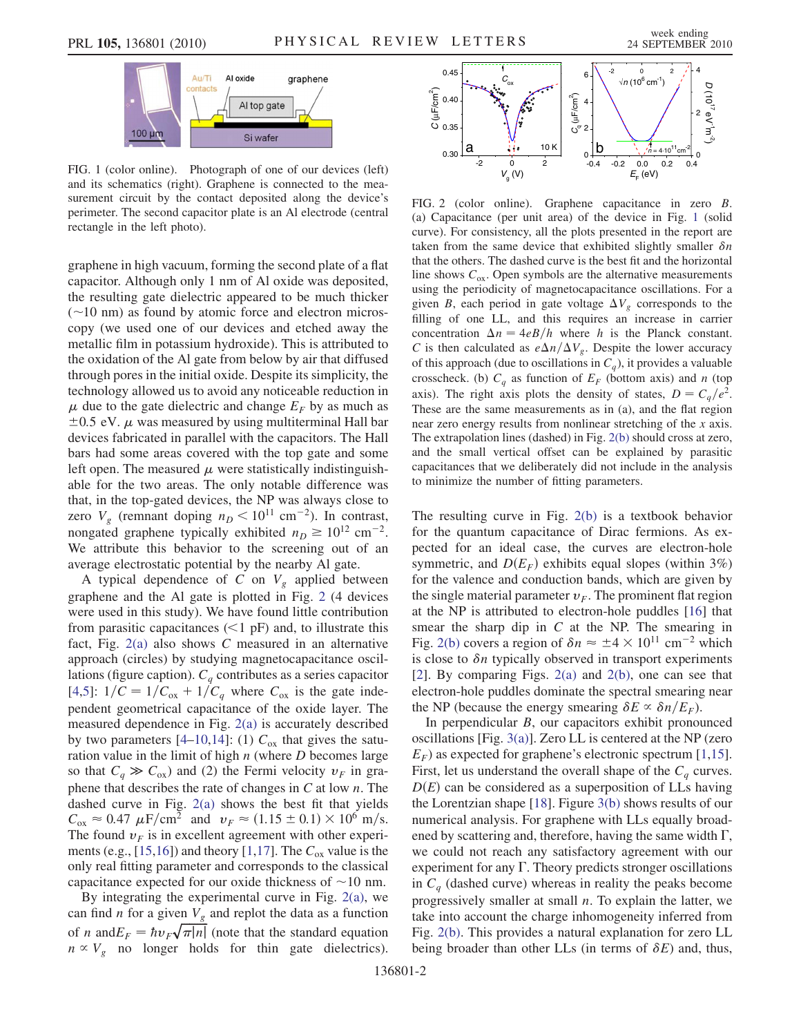FIG. 1 (color online). Photograph of one of our devices (left) and its schematics (right). Graphene is connected to the measurement circuit by the contact deposited along the device's perimeter. The second capacitor plate is an Al electrode (central rectangle in the left photo).

graphene in high vacuum, forming the second plate of a flat capacitor. Although only 1 nm of Al oxide was deposited, the resulting gate dielectric appeared to be much thicker (~10 nm) as found by atomic force and electron microscopy (we used one of our devices and etched away the metallic film in potassium hydroxide). This is attributed to the oxidation of the Al gate from below by air that diffused through pores in the initial oxide. Despite its simplicity, the technology allowed us to avoid any noticeable reduction in $\mu$ due to the gate dielectric and change $E_F$ by as much as $\pm 0.5$ eV. $\mu$ was measured by using multiterminal Hall bar devices fabricated in parallel with the capacitors. The Hall bars had some areas covered with the top gate and some left open. The measured $\mu$ were statistically indistinguishable for the two areas. The only notable difference was that, in the top-gated devices, the NP was always close to zero $V_g$ (remnant doping $n_D < 10^{11}$ cm$^{-2}$). In contrast, nongated graphene typically exhibited $n_D \geq 10^{12}$ cm$^{-2}$. We attribute this behavior to the screening out of an average electrostatic potential by the nearby Al gate.

A typical dependence of $C$ on $V_g$ applied between graphene and the Al gate is plotted in Fig. 2 (4 devices were used in this study). We have found little contribution from parasitic capacitances (<1 pF) and, to illustrate this fact, Fig. 2(a) also shows $C$ measured in an alternative approach (circles) by studying magnetocapacitance oscillations (figure caption). $C_q$ contributes as a series capacitor [4,5]: $1/C = 1/C_{ox} + 1/C_q$ where $C_{ox}$ is the gate independent geometrical capacitance of the oxide layer. The measured dependence in Fig. 2(a) is accurately described by two parameters [4–10,14]: (1) $C_{ox}$ that gives the saturation value in the limit of high $n$ (where $D$ becomes large so that $C_q \gg C_{ox}$) and (2) the Fermi velocity $v_F$ in graphene that describes the rate of changes in $C$ at low $n$. The dashed curve in Fig. 2(a) shows the best fit that yields $C_{ox} \approx 0.47\ \mu\text{F/cm}^2$ and $v_F \approx (1.15 \pm 0.1) \times 10^6$ m/s. The found $v_F$ is in excellent agreement with other experiments (e.g., [15,16]) and theory [1,17]. The $C_{ox}$ value is the only real fitting parameter and corresponds to the classical capacitance expected for our oxide thickness of ~10 nm.

By integrating the experimental curve in Fig. 2(a), we can find $n$ for a given $V_g$ and replot the data as a function of $n$ and $E_F = \hbar v_F \sqrt{\pi |n|}$ (note that the standard equation $n \propto V_g$ no longer holds for thin gate dielectrics).

FIG. 2 (color online). Graphene capacitance in zero $B$. (a) Capacitance (per unit area) of the device in Fig. 1 (solid curve). For consistency, all the plots presented in the report are taken from the same device that exhibited slightly smaller $\delta n$ that the others. The dashed curve is the best fit and the horizontal line shows $C_{ox}$. Open symbols are the alternative measurements using the periodicity of magnetocapacitance oscillations. For a given $B$, each period in gate voltage $\Delta V_g$ corresponds to the filling of one LL, and this requires an increase in carrier concentration $\Delta n = 4eB/h$ where $h$ is the Planck constant. $C$ is then calculated as $e\Delta n/\Delta V_g$. Despite the lower accuracy of this approach (due to oscillations in $C_q$), it provides a valuable crosscheck. (b) $C_q$ as function of $E_F$ (bottom axis) and $n$ (top axis). The right axis plots the density of states, $D = C_q/e^2$. These are the same measurements as in (a), and the flat region near zero energy results from nonlinear stretching of the $x$ axis. The extrapolation lines (dashed) in Fig. 2(b) should cross at zero, and the small vertical offset can be explained by parasitic capacitances that we deliberately did not include in the analysis to minimize the number of fitting parameters.

The resulting curve in Fig. 2(b) is a textbook behavior for the quantum capacitance of Dirac fermions. As expected for an ideal case, the curves are electron-hole symmetric, and $D(E_F)$ exhibits equal slopes (within 3%) for the valence and conduction bands, which are given by the single material parameter $v_F$. The prominent flat region at the NP is attributed to electron-hole puddles [16] that smear the sharp dip in $C$ at the NP. The smearing in Fig. 2(b) covers a region of $\delta n \approx \pm 4 \times 10^{11}$ cm$^{-2}$ which is close to $\delta n$ typically observed in transport experiments [2]. By comparing Figs. 2(a) and 2(b), one can see that electron-hole puddles dominate the spectral smearing near the NP (because the energy smearing $\delta E \propto \delta n/E_F$).

In perpendicular $B$, our capacitors exhibit pronounced oscillations [Fig. 3(a)]. Zero LL is centered at the NP (zero $E_F$) as expected for graphene's electronic spectrum [1,15]. First, let us understand the overall shape of the $C_q$ curves. $D(E)$ can be considered as a superposition of LLs having the Lorentzian shape [18]. Figure 3(b) shows results of our numerical analysis. For graphene with LLs equally broadened by scattering and, therefore, having the same width $\Gamma$, we could not reach any satisfactory agreement with our experiment for any $\Gamma$. Theory predicts stronger oscillations in $C_q$ (dashed curve) whereas in reality the peaks become progressively smaller at small $n$. To explain the latter, we take into account the charge inhomogeneity inferred from Fig. 2(b). This provides a natural explanation for zero LL being broader than other LLs (in terms of $\delta E$) and, thus,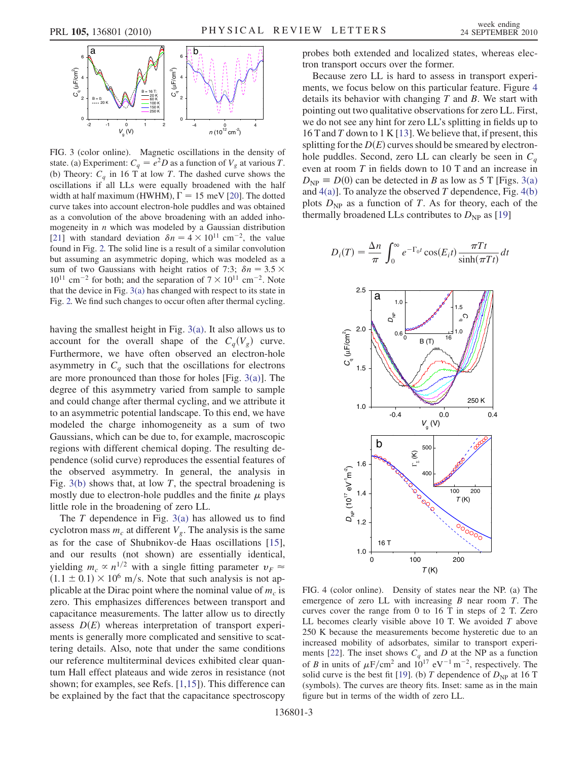FIG. 3 (color online). Magnetic oscillations in the density of state. (a) Experiment: $C_q = e^2 D$ as a function of $V_g$ at various $T$. (b) Theory: $C_q$ in 16 T at low $T$. The dashed curve shows the oscillations if all LLs were equally broadened with the half width at half maximum (HWHM), $\Gamma = 15$ meV [20]. The dotted curve takes into account electron-hole puddles and was obtained as a convolution of the above broadening with an added inhomogeneity in $n$ which was modeled by a Gaussian distribution [21] with standard deviation $\delta n = 4 \times 10^{11}$ cm$^{-2}$, the value found in Fig. 2. The solid line is a result of a similar convolution but assuming an asymmetric doping, which was modeled as a sum of two Gaussians with height ratios of 7:3; $\delta n = 3.5 \times 10^{11}$ cm$^{-2}$ for both; and the separation of $7 \times 10^{11}$ cm$^{-2}$. Note that the device in Fig. 3(a) has changed with respect to its state in Fig. 2. We find such changes to occur often after thermal cycling.

having the smallest height in Fig. 3(a). It also allows us to account for the overall shape of the $C_q(V_g)$ curve. Furthermore, we have often observed an electron-hole asymmetry in $C_q$ such that the oscillations for electrons are more pronounced than those for holes [Fig. 3(a)]. The degree of this asymmetry varied from sample to sample and could change after thermal cycling, and we attribute it to an asymmetric potential landscape. To this end, we have modeled the charge inhomogeneity as a sum of two Gaussians, which can be due to, for example, macroscopic regions with different chemical doping. The resulting dependence (solid curve) reproduces the essential features of the observed asymmetry. In general, the analysis in Fig. 3(b) shows that, at low $T$, the spectral broadening is mostly due to electron-hole puddles and the finite $\mu$ plays little role in the broadening of zero LL.

The $T$ dependence in Fig. 3(a) has allowed us to find cyclotron mass $m_c$ at different $V_g$. The analysis is the same as for the case of Shubnikov-de Haas oscillations [15], and our results (not shown) are essentially identical, yielding $m_c \propto n^{1/2}$ with a single fitting parameter $v_F \approx (1.1 \pm 0.1) \times 10^6$ m/s. Note that such analysis is not applicable at the Dirac point where the nominal value of $m_c$ is zero. This emphasizes differences between transport and capacitance measurements. The latter allow us to directly assess $D(E)$ whereas interpretation of transport experiments is generally more complicated and sensitive to scattering details. Also, note that under the same conditions our reference multiterminal devices exhibited clear quantum Hall effect plateaus and wide zeros in resistance (not shown; for examples, see Refs. [1,15]). This difference can be explained by the fact that the capacitance spectroscopy probes both extended and localized states, whereas electron transport occurs over the former.

Because zero LL is hard to assess in transport experiments, we focus below on this particular feature. Figure 4 details its behavior with changing $T$ and $B$. We start with pointing out two qualitative observations for zero LL. First, we do not see any hint for zero LL's splitting in fields up to 16 T and $T$ down to 1 K [13]. We believe that, if present, this splitting for the $D(E)$ curves should be smeared by electron-hole puddles. Second, zero LL can clearly be seen in $C_q$ even at room $T$ in fields down to 10 T and an increase in $D_{\rm NP} \equiv D(0)$ can be detected in $B$ as low as 5 T [Figs. 3(a) and 4(a)]. To analyze the observed $T$ dependence, Fig. 4(b) plots $D_{\rm NP}$ as a function of $T$. As for theory, each of the thermally broadened LLs contributes to $D_{\rm NP}$ as [19]

$$D_i(T) = \frac{\Delta n}{\pi} \int_0^\infty e^{-\Gamma_0 t} \cos(E_i t) \frac{\pi T t}{\sinh(\pi T t)} dt$$

FIG. 4 (color online). Density of states near the NP. (a) The emergence of zero LL with increasing $B$ near room $T$. The curves cover the range from 0 to 16 T in steps of 2 T. Zero LL becomes clearly visible above 10 T. We avoided $T$ above 250 K because the measurements become hysteretic due to an increased mobility of adsorbates, similar to transport experiments [22]. The inset shows $C_q$ and $D$ at the NP as a function of $B$ in units of $\mu$F/cm$^2$ and $10^{17}$ eV$^{-1}$ m$^{-2}$, respectively. The solid curve is the best fit [19]. (b) $T$ dependence of $D_{\rm NP}$ at 16 T (symbols). The curves are theory fits. Inset: same as in the main figure but in terms of the width of zero LL.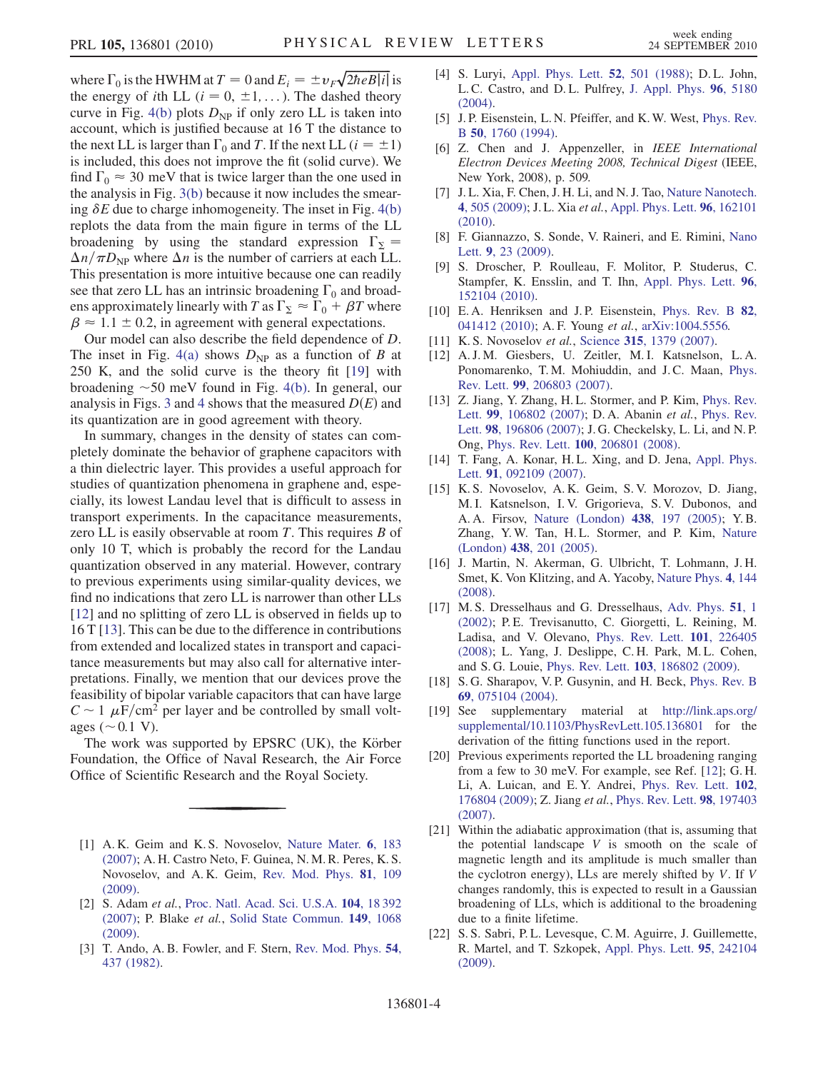where $\Gamma_0$ is the HWHM at $T = 0$ and $E_i = \pm v_F\sqrt{2\hbar eB|i|}$ is the energy of $i$th LL ($i = 0, \pm 1, \ldots$). The dashed theory curve in Fig. 4(b) plots $D_{NP}$ if only zero LL is taken into account, which is justified because at 16 T the distance to the next LL is larger than $\Gamma_0$ and $T$. If the next LL ($i = \pm 1$) is included, this does not improve the fit (solid curve). We find $\Gamma_0 \approx 30$ meV that is twice larger than the one used in the analysis in Fig. 3(b) because it now includes the smearing $\delta E$ due to charge inhomogeneity. The inset in Fig. 4(b) replots the data from the main figure in terms of the LL broadening by using the standard expression $\Gamma_\Sigma = \Delta n/\pi D_{NP}$ where $\Delta n$ is the number of carriers at each LL. This presentation is more intuitive because one can readily see that zero LL has an intrinsic broadening $\Gamma_0$ and broadens approximately linearly with $T$ as $\Gamma_\Sigma \approx \Gamma_0 + \beta T$ where $\beta \approx 1.1 \pm 0.2$, in agreement with general expectations.

Our model can also describe the field dependence of $D$. The inset in Fig. 4(a) shows $D_{NP}$ as a function of $B$ at 250 K, and the solid curve is the theory fit [19] with broadening ~50 meV found in Fig. 4(b). In general, our analysis in Figs. 3 and 4 shows that the measured $D(E)$ and its quantization are in good agreement with theory.

In summary, changes in the density of states can completely dominate the behavior of graphene capacitors with a thin dielectric layer. This provides a useful approach for studies of quantization phenomena in graphene and, especially, its lowest Landau level that is difficult to assess in transport experiments. In the capacitance measurements, zero LL is easily observable at room $T$. This requires $B$ of only 10 T, which is probably the record for the Landau quantization observed in any material. However, contrary to previous experiments using similar-quality devices, we find no indications that zero LL is narrower than other LLs [12] and no splitting of zero LL is observed in fields up to 16 T [13]. This can be due to the difference in contributions from extended and localized states in transport and capacitance measurements but may also call for alternative interpretations. Finally, we mention that our devices prove the feasibility of bipolar variable capacitors that can have large $C \sim 1$ $\mu$F/cm$^2$ per layer and be controlled by small voltages (~0.1 V).

The work was supported by EPSRC (UK), the Körber Foundation, the Office of Naval Research, the Air Force Office of Scientific Research and the Royal Society.

---

[1] A. K. Geim and K. S. Novoselov, Nature Mater. **6**, 183 (2007); A. H. Castro Neto, F. Guinea, N. M. R. Peres, K. S. Novoselov, and A. K. Geim, Rev. Mod. Phys. **81**, 109 (2009).

[2] S. Adam *et al.*, Proc. Natl. Acad. Sci. U.S.A. **104**, 18 392 (2007); P. Blake *et al.*, Solid State Commun. **149**, 1068 (2009).

[3] T. Ando, A. B. Fowler, and F. Stern, Rev. Mod. Phys. **54**, 437 (1982).

[4] S. Luryi, Appl. Phys. Lett. **52**, 501 (1988); D. L. John, L. C. Castro, and D. L. Pulfrey, J. Appl. Phys. **96**, 5180 (2004).

[5] J. P. Eisenstein, L. N. Pfeiffer, and K. W. West, Phys. Rev. B **50**, 1760 (1994).

[6] Z. Chen and J. Appenzeller, in *IEEE International Electron Devices Meeting 2008, Technical Digest* (IEEE, New York, 2008), p. 509.

[7] J. L. Xia, F. Chen, J. H. Li, and N. J. Tao, Nature Nanotech. **4**, 505 (2009); J. L. Xia *et al.*, Appl. Phys. Lett. **96**, 162101 (2010).

[8] F. Giannazzo, S. Sonde, V. Raineri, and E. Rimini, Nano Lett. **9**, 23 (2009).

[9] S. Droscher, P. Roulleau, F. Molitor, P. Studerus, C. Stampfer, K. Ensslin, and T. Ihn, Appl. Phys. Lett. **96**, 152104 (2010).

[10] E. A. Henriksen and J. P. Eisenstein, Phys. Rev. B **82**, 041412 (2010); A. F. Young *et al.*, arXiv:1004.5556.

[11] K. S. Novoselov *et al.*, Science **315**, 1379 (2007).

[12] A. J. M. Giesbers, U. Zeitler, M. I. Katsnelson, L. A. Ponomarenko, T. M. Mohiuddin, and J. C. Maan, Phys. Rev. Lett. **99**, 206803 (2007).

[13] Z. Jiang, Y. Zhang, H. L. Stormer, and P. Kim, Phys. Rev. Lett. **99**, 106802 (2007); D. A. Abanin *et al.*, Phys. Rev. Lett. **98**, 196806 (2007); J. G. Checkelsky, L. Li, and N. P. Ong, Phys. Rev. Lett. **100**, 206801 (2008).

[14] T. Fang, A. Konar, H. L. Xing, and D. Jena, Appl. Phys. Lett. **91**, 092109 (2007).

[15] K. S. Novoselov, A. K. Geim, S. V. Morozov, D. Jiang, M. I. Katsnelson, I. V. Grigorieva, S. V. Dubonos, and A. A. Firsov, Nature (London) **438**, 197 (2005); Y. B. Zhang, Y. W. Tan, H. L. Stormer, and P. Kim, Nature (London) **438**, 201 (2005).

[16] J. Martin, N. Akerman, G. Ulbricht, T. Lohmann, J. H. Smet, K. Von Klitzing, and A. Yacoby, Nature Phys. **4**, 144 (2008).

[17] M. S. Dresselhaus and G. Dresselhaus, Adv. Phys. **51**, 1 (2002); P. E. Trevisanutto, C. Giorgetti, L. Reining, M. Ladisa, and V. Olevano, Phys. Rev. Lett. **101**, 226405 (2008); L. Yang, J. Deslippe, C. H. Park, M. L. Cohen, and S. G. Louie, Phys. Rev. Lett. **103**, 186802 (2009).

[18] S. G. Sharapov, V. P. Gusynin, and H. Beck, Phys. Rev. B **69**, 075104 (2004).

[19] See supplementary material at http://link.aps.org/supplemental/10.1103/PhysRevLett.105.136801 for the derivation of the fitting functions used in the report.

[20] Previous experiments reported the LL broadening ranging from a few to 30 meV. For example, see Ref. [12]; G. H. Li, A. Luican, and E. Y. Andrei, Phys. Rev. Lett. **102**, 176804 (2009); Z. Jiang *et al.*, Phys. Rev. Lett. **98**, 197403 (2007).

[21] Within the adiabatic approximation (that is, assuming that the potential landscape $V$ is smooth on the scale of magnetic length and its amplitude is much smaller than the cyclotron energy), LLs are merely shifted by $V$. If $V$ changes randomly, this is expected to result in a Gaussian broadening of LLs, which is additional to the broadening due to a finite lifetime.

[22] S. S. Sabri, P. L. Levesque, C. M. Aguirre, J. Guillemette, R. Martel, and T. Szkopek, Appl. Phys. Lett. **95**, 242104 (2009).